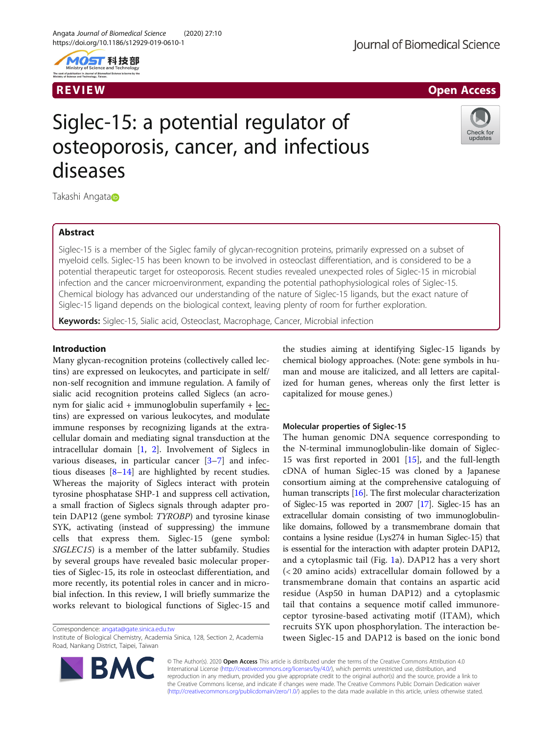REVIEW

Open Access

# Siglec-15: a potential regulator of osteoporosis, cancer, and infectious diseases

Takashi Angata

## Abstract

Siglec-15 is a member of the Siglec family of glycan-recognition proteins, primarily expressed on a subset of myeloid cells. Siglec-15 has been known to be involved in osteoclast differentiation, and is considered to be a potential therapeutic target for osteoporosis. Recent studies revealed unexpected roles of Siglec-15 in microbial infection and the cancer microenvironment, expanding the potential pathophysiological roles of Siglec-15. Chemical biology has advanced our understanding of the nature of Siglec-15 ligands, but the exact nature of Siglec-15 ligand depends on the biological context, leaving plenty of room for further exploration.

**Keywords:** Siglec-15, Sialic acid, Osteoclast, Macrophage, Cancer, Microbial infection

## Introduction

Many glycan-recognition proteins (collectively called lectins) are expressed on leukocytes, and participate in self/non-self recognition and immune regulation. A family of sialic acid recognition proteins called Siglecs (an acronym for sialic acid + immunoglobulin superfamily + lectins) are expressed on various leukocytes, and modulate immune responses by recognizing ligands at the extracellular domain and mediating signal transduction at the intracellular domain [1, 2]. Involvement of Siglecs in various diseases, in particular cancer [3–7] and infectious diseases [8–14] are highlighted by recent studies. Whereas the majority of Siglecs interact with protein tyrosine phosphatase SHP-1 and suppress cell activation, a small fraction of Siglecs signals through adapter protein DAP12 (gene symbol: *TYROBP*) and tyrosine kinase SYK, activating (instead of suppressing) the immune cells that express them. Siglec-15 (gene symbol: *SIGLEC15*) is a member of the latter subfamily. Studies by several groups have revealed basic molecular properties of Siglec-15, its role in osteoclast differentiation, and more recently, its potential roles in cancer and in microbial infection. In this review, I will briefly summarize the works relevant to biological functions of Siglec-15 and the studies aiming at identifying Siglec-15 ligands by chemical biology approaches. (Note: gene symbols in human and mouse are italicized, and all letters are capitalized for human genes, whereas only the first letter is capitalized for mouse genes.)

### Molecular properties of Siglec-15

The human genomic DNA sequence corresponding to the N-terminal immunoglobulin-like domain of Siglec-15 was first reported in 2001 [15], and the full-length cDNA of human Siglec-15 was cloned by a Japanese consortium aiming at the comprehensive cataloguing of human transcripts [16]. The first molecular characterization of Siglec-15 was reported in 2007 [17]. Siglec-15 has an extracellular domain consisting of two immunoglobulin-like domains, followed by a transmembrane domain that contains a lysine residue (Lys274 in human Siglec-15) that is essential for the interaction with adapter protein DAP12, and a cytoplasmic tail (Fig. 1a). DAP12 has a very short (< 20 amino acids) extracellular domain followed by a transmembrane domain that contains an aspartic acid residue (Asp50 in human DAP12) and a cytoplasmic tail that contains a sequence motif called immunoreceptor tyrosine-based activating motif (ITAM), which recruits SYK upon phosphorylation. The interaction between Siglec-15 and DAP12 is based on the ionic bond

Correspondence: angata@gate.sinica.edu.tw
Institute of Biological Chemistry, Academia Sinica, 128, Section 2, Academia Road, Nankang District, Taipei, Taiwan

© The Author(s). 2020 **Open Access** This article is distributed under the terms of the Creative Commons Attribution 4.0 International License (http://creativecommons.org/licenses/by/4.0/), which permits unrestricted use, distribution, and reproduction in any medium, provided you give appropriate credit to the original author(s) and the source, provide a link to the Creative Commons license, and indicate if changes were made. The Creative Commons Public Domain Dedication waiver (http://creativecommons.org/publicdomain/zero/1.0/) applies to the data made available in this article, unless otherwise stated.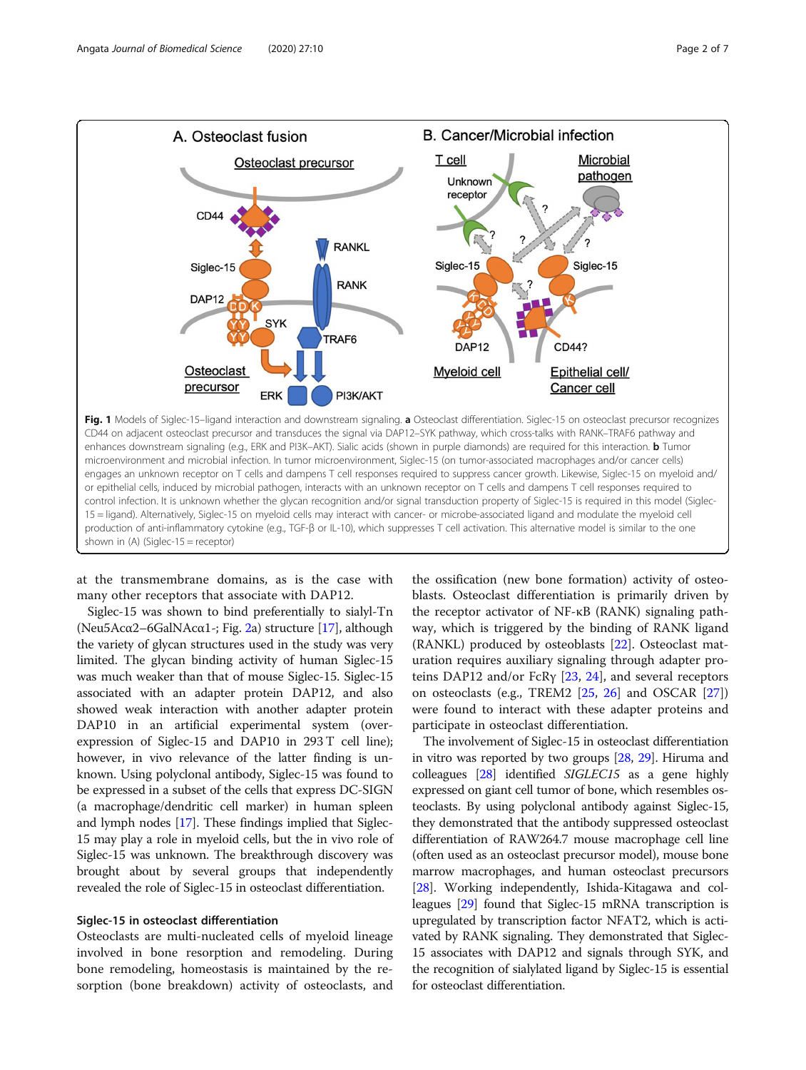Fig. 1 Models of Siglec-15–ligand interaction and downstream signaling. **a** Osteoclast differentiation. Siglec-15 on osteoclast precursor recognizes CD44 on adjacent osteoclast precursor and transduces the signal via DAP12–SYK pathway, which cross-talks with RANK–TRAF6 pathway and enhances downstream signaling (e.g., ERK and PI3K–AKT). Sialic acids (shown in purple diamonds) are required for this interaction. **b** Tumor microenvironment and microbial infection. In tumor microenvironment, Siglec-15 (on tumor-associated macrophages and/or cancer cells) engages an unknown receptor on T cells and dampens T cell responses required to suppress cancer growth. Likewise, Siglec-15 on myeloid and/or epithelial cells, induced by microbial pathogen, interacts with an unknown receptor on T cells and dampens T cell responses required to control infection. It is unknown whether the glycan recognition and/or signal transduction property of Siglec-15 is required in this model (Siglec-15 = ligand). Alternatively, Siglec-15 on myeloid cells may interact with cancer- or microbe-associated ligand and modulate the myeloid cell production of anti-inflammatory cytokine (e.g., TGF-β or IL-10), which suppresses T cell activation. This alternative model is similar to the one shown in (A) (Siglec-15 = receptor)

at the transmembrane domains, as is the case with many other receptors that associate with DAP12.

Siglec-15 was shown to bind preferentially to sialyl-Tn (Neu5Acα2–6GalNAcα1-; Fig. 2a) structure [17], although the variety of glycan structures used in the study was very limited. The glycan binding activity of human Siglec-15 was much weaker than that of mouse Siglec-15. Siglec-15 associated with an adapter protein DAP12, and also showed weak interaction with another adapter protein DAP10 in an artificial experimental system (overexpression of Siglec-15 and DAP10 in 293 T cell line); however, in vivo relevance of the latter finding is unknown. Using polyclonal antibody, Siglec-15 was found to be expressed in a subset of the cells that express DC-SIGN (a macrophage/dendritic cell marker) in human spleen and lymph nodes [17]. These findings implied that Siglec-15 may play a role in myeloid cells, but the in vivo role of Siglec-15 was unknown. The breakthrough discovery was brought about by several groups that independently revealed the role of Siglec-15 in osteoclast differentiation.

### Siglec-15 in osteoclast differentiation

Osteoclasts are multi-nucleated cells of myeloid lineage involved in bone resorption and remodeling. During bone remodeling, homeostasis is maintained by the resorption (bone breakdown) activity of osteoclasts, and the ossification (new bone formation) activity of osteoblasts. Osteoclast differentiation is primarily driven by the receptor activator of NF-κB (RANK) signaling pathway, which is triggered by the binding of RANK ligand (RANKL) produced by osteoblasts [22]. Osteoclast maturation requires auxiliary signaling through adapter proteins DAP12 and/or FcRγ [23, 24], and several receptors on osteoclasts (e.g., TREM2 [25, 26] and OSCAR [27]) were found to interact with these adapter proteins and participate in osteoclast differentiation.

The involvement of Siglec-15 in osteoclast differentiation in vitro was reported by two groups [28, 29]. Hiruma and colleagues [28] identified *SIGLEC15* as a gene highly expressed on giant cell tumor of bone, which resembles osteoclasts. By using polyclonal antibody against Siglec-15, they demonstrated that the antibody suppressed osteoclast differentiation of RAW264.7 mouse macrophage cell line (often used as an osteoclast precursor model), mouse bone marrow macrophages, and human osteoclast precursors [28]. Working independently, Ishida-Kitagawa and colleagues [29] found that Siglec-15 mRNA transcription is upregulated by transcription factor NFAT2, which is activated by RANK signaling. They demonstrated that Siglec-15 associates with DAP12 and signals through SYK, and the recognition of sialylated ligand by Siglec-15 is essential for osteoclast differentiation.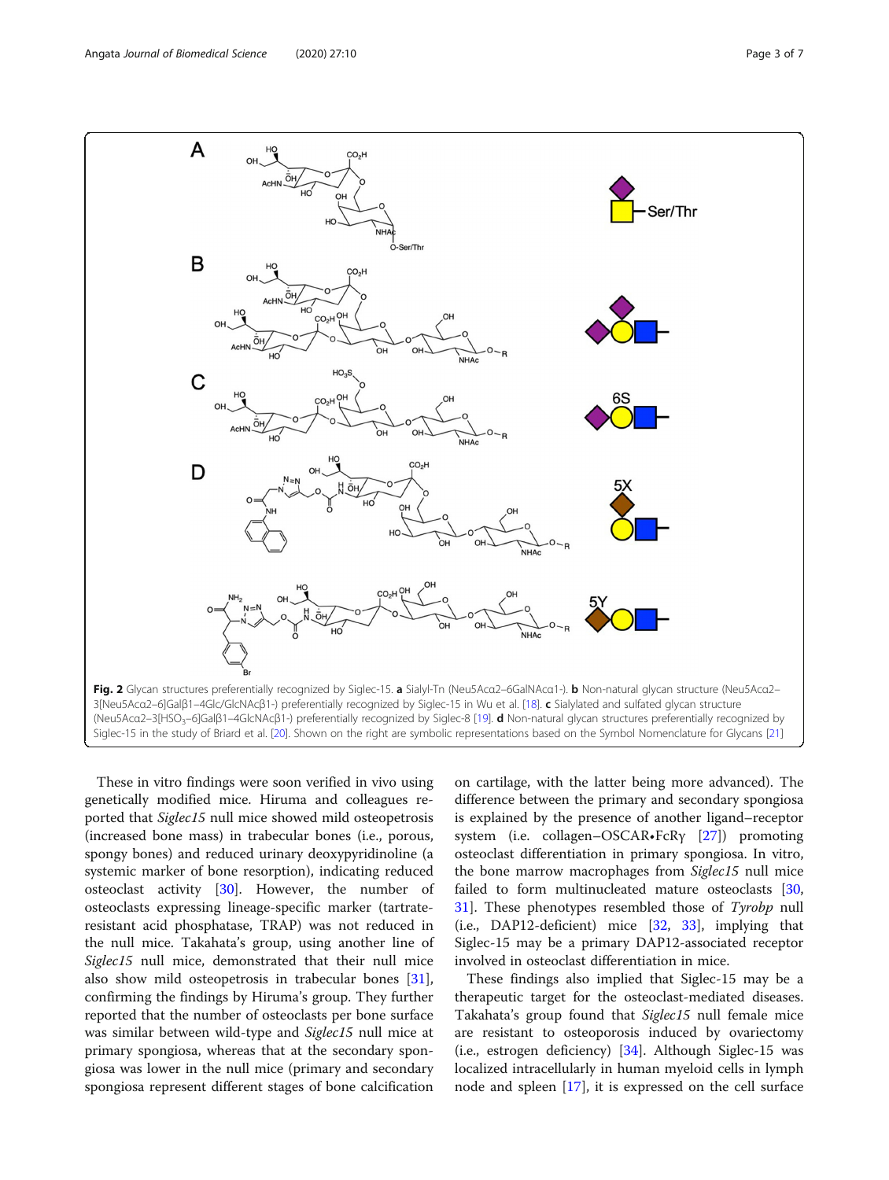**Fig. 2** Glycan structures preferentially recognized by Siglec-15. **a** Sialyl-Tn (Neu5Acα2–6GalNAcα1-). **b** Non-natural glycan structure (Neu5Acα2–3[Neu5Acα2–6]Galβ1–4Glc/GlcNAcβ1-) preferentially recognized by Siglec-15 in Wu et al. [18]. **c** Sialylated and sulfated glycan structure (Neu5Acα2–3[HSO3–6]Galβ1–4GlcNAcβ1-) preferentially recognized by Siglec-8 [19]. **d** Non-natural glycan structures preferentially recognized by Siglec-15 in the study of Briard et al. [20]. Shown on the right are symbolic representations based on the Symbol Nomenclature for Glycans [21]

These in vitro findings were soon verified in vivo using genetically modified mice. Hiruma and colleagues reported that *Siglec15* null mice showed mild osteopetrosis (increased bone mass) in trabecular bones (i.e., porous, spongy bones) and reduced urinary deoxypyridinoline (a systemic marker of bone resorption), indicating reduced osteoclast activity [30]. However, the number of osteoclasts expressing lineage-specific marker (tartrate-resistant acid phosphatase, TRAP) was not reduced in the null mice. Takahata's group, using another line of *Siglec15* null mice, demonstrated that their null mice also show mild osteopetrosis in trabecular bones [31], confirming the findings by Hiruma's group. They further reported that the number of osteoclasts per bone surface was similar between wild-type and *Siglec15* null mice at primary spongiosa, whereas that at the secondary spongiosa was lower in the null mice (primary and secondary spongiosa represent different stages of bone calcification on cartilage, with the latter being more advanced). The difference between the primary and secondary spongiosa is explained by the presence of another ligand–receptor system (i.e. collagen–OSCAR•FcRγ [27]) promoting osteoclast differentiation in primary spongiosa. In vitro, the bone marrow macrophages from *Siglec15* null mice failed to form multinucleated mature osteoclasts [30, 31]. These phenotypes resembled those of *Tyrobp* null (i.e., DAP12-deficient) mice [32, 33], implying that Siglec-15 may be a primary DAP12-associated receptor involved in osteoclast differentiation in mice.

These findings also implied that Siglec-15 may be a therapeutic target for the osteoclast-mediated diseases. Takahata's group found that *Siglec15* null female mice are resistant to osteoporosis induced by ovariectomy (i.e., estrogen deficiency) [34]. Although Siglec-15 was localized intracellularly in human myeloid cells in lymph node and spleen [17], it is expressed on the cell surface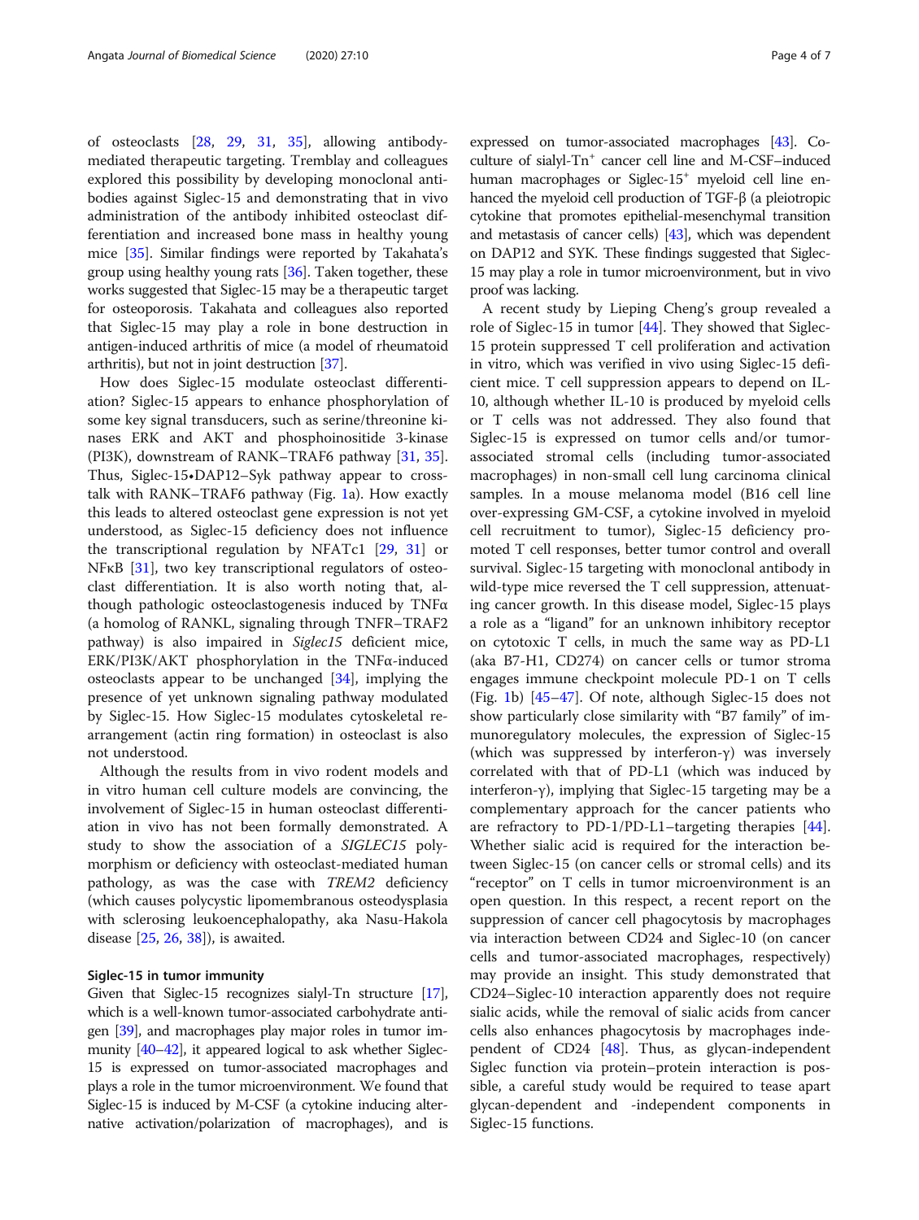of osteoclasts [28, 29, 31, 35], allowing antibody-mediated therapeutic targeting. Tremblay and colleagues explored this possibility by developing monoclonal antibodies against Siglec-15 and demonstrating that in vivo administration of the antibody inhibited osteoclast differentiation and increased bone mass in healthy young mice [35]. Similar findings were reported by Takahata's group using healthy young rats [36]. Taken together, these works suggested that Siglec-15 may be a therapeutic target for osteoporosis. Takahata and colleagues also reported that Siglec-15 may play a role in bone destruction in antigen-induced arthritis of mice (a model of rheumatoid arthritis), but not in joint destruction [37].

How does Siglec-15 modulate osteoclast differentiation? Siglec-15 appears to enhance phosphorylation of some key signal transducers, such as serine/threonine kinases ERK and AKT and phosphoinositide 3-kinase (PI3K), downstream of RANK–TRAF6 pathway [31, 35]. Thus, Siglec-15•DAP12–Syk pathway appear to cross-talk with RANK–TRAF6 pathway (Fig. 1a). How exactly this leads to altered osteoclast gene expression is not yet understood, as Siglec-15 deficiency does not influence the transcriptional regulation by NFATc1 [29, 31] or NFκB [31], two key transcriptional regulators of osteoclast differentiation. It is also worth noting that, although pathologic osteoclastogenesis induced by TNFα (a homolog of RANKL, signaling through TNFR–TRAF2 pathway) is also impaired in *Siglec15* deficient mice, ERK/PI3K/AKT phosphorylation in the TNFα-induced osteoclasts appear to be unchanged [34], implying the presence of yet unknown signaling pathway modulated by Siglec-15. How Siglec-15 modulates cytoskeletal rearrangement (actin ring formation) in osteoclast is also not understood.

Although the results from in vivo rodent models and in vitro human cell culture models are convincing, the involvement of Siglec-15 in human osteoclast differentiation in vivo has not been formally demonstrated. A study to show the association of a *SIGLEC15* polymorphism or deficiency with osteoclast-mediated human pathology, as was the case with *TREM2* deficiency (which causes polycystic lipomembranous osteodysplasia with sclerosing leukoencephalopathy, aka Nasu-Hakola disease [25, 26, 38]), is awaited.

### Siglec-15 in tumor immunity

Given that Siglec-15 recognizes sialyl-Tn structure [17], which is a well-known tumor-associated carbohydrate antigen [39], and macrophages play major roles in tumor immunity [40–42], it appeared logical to ask whether Siglec-15 is expressed on tumor-associated macrophages and plays a role in the tumor microenvironment. We found that Siglec-15 is induced by M-CSF (a cytokine inducing alternative activation/polarization of macrophages), and is expressed on tumor-associated macrophages [43]. Co-culture of sialyl-Tn$^+$ cancer cell line and M-CSF–induced human macrophages or Siglec-15$^+$ myeloid cell line enhanced the myeloid cell production of TGF-β (a pleiotropic cytokine that promotes epithelial-mesenchymal transition and metastasis of cancer cells) [43], which was dependent on DAP12 and SYK. These findings suggested that Siglec-15 may play a role in tumor microenvironment, but in vivo proof was lacking.

A recent study by Lieping Cheng's group revealed a role of Siglec-15 in tumor [44]. They showed that Siglec-15 protein suppressed T cell proliferation and activation in vitro, which was verified in vivo using Siglec-15 deficient mice. T cell suppression appears to depend on IL-10, although whether IL-10 is produced by myeloid cells or T cells was not addressed. They also found that Siglec-15 is expressed on tumor cells and/or tumor-associated stromal cells (including tumor-associated macrophages) in non-small cell lung carcinoma clinical samples. In a mouse melanoma model (B16 cell line over-expressing GM-CSF, a cytokine involved in myeloid cell recruitment to tumor), Siglec-15 deficiency promoted T cell responses, better tumor control and overall survival. Siglec-15 targeting with monoclonal antibody in wild-type mice reversed the T cell suppression, attenuating cancer growth. In this disease model, Siglec-15 plays a role as a "ligand" for an unknown inhibitory receptor on cytotoxic T cells, in much the same way as PD-L1 (aka B7-H1, CD274) on cancer cells or tumor stroma engages immune checkpoint molecule PD-1 on T cells (Fig. 1b) [45–47]. Of note, although Siglec-15 does not show particularly close similarity with "B7 family" of immunoregulatory molecules, the expression of Siglec-15 (which was suppressed by interferon-γ) was inversely correlated with that of PD-L1 (which was induced by interferon-γ), implying that Siglec-15 targeting may be a complementary approach for the cancer patients who are refractory to PD-1/PD-L1–targeting therapies [44]. Whether sialic acid is required for the interaction between Siglec-15 (on cancer cells or stromal cells) and its "receptor" on T cells in tumor microenvironment is an open question. In this respect, a recent report on the suppression of cancer cell phagocytosis by macrophages via interaction between CD24 and Siglec-10 (on cancer cells and tumor-associated macrophages, respectively) may provide an insight. This study demonstrated that CD24–Siglec-10 interaction apparently does not require sialic acids, while the removal of sialic acids from cancer cells also enhances phagocytosis by macrophages independent of CD24 [48]. Thus, as glycan-independent Siglec function via protein–protein interaction is possible, a careful study would be required to tease apart glycan-dependent and -independent components in Siglec-15 functions.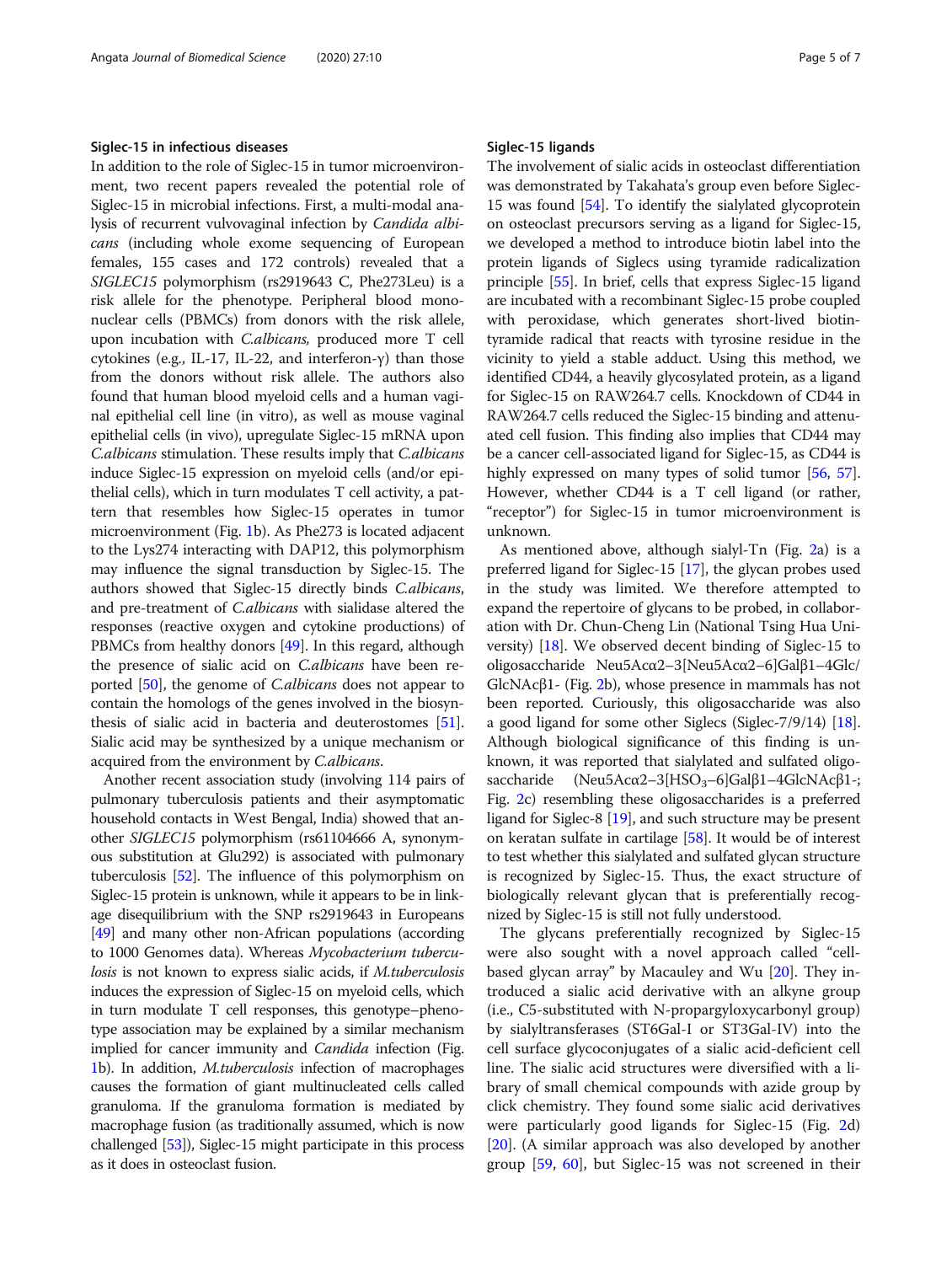## Siglec-15 in infectious diseases

In addition to the role of Siglec-15 in tumor microenvironment, two recent papers revealed the potential role of Siglec-15 in microbial infections. First, a multi-modal analysis of recurrent vulvovaginal infection by *Candida albicans* (including whole exome sequencing of European females, 155 cases and 172 controls) revealed that a *SIGLEC15* polymorphism (rs2919643 C, Phe273Leu) is a risk allele for the phenotype. Peripheral blood mononuclear cells (PBMCs) from donors with the risk allele, upon incubation with *C.albicans*, produced more T cell cytokines (e.g., IL-17, IL-22, and interferon-γ) than those from the donors without risk allele. The authors also found that human blood myeloid cells and a human vaginal epithelial cell line (in vitro), as well as mouse vaginal epithelial cells (in vivo), upregulate Siglec-15 mRNA upon *C.albicans* stimulation. These results imply that *C.albicans* induce Siglec-15 expression on myeloid cells (and/or epithelial cells), which in turn modulates T cell activity, a pattern that resembles how Siglec-15 operates in tumor microenvironment (Fig. 1b). As Phe273 is located adjacent to the Lys274 interacting with DAP12, this polymorphism may influence the signal transduction by Siglec-15. The authors showed that Siglec-15 directly binds *C.albicans*, and pre-treatment of *C.albicans* with sialidase altered the responses (reactive oxygen and cytokine productions) of PBMCs from healthy donors [49]. In this regard, although the presence of sialic acid on *C.albicans* have been reported [50], the genome of *C.albicans* does not appear to contain the homologs of the genes involved in the biosynthesis of sialic acid in bacteria and deuterostomes [51]. Sialic acid may be synthesized by a unique mechanism or acquired from the environment by *C.albicans*.

Another recent association study (involving 114 pairs of pulmonary tuberculosis patients and their asymptomatic household contacts in West Bengal, India) showed that another *SIGLEC15* polymorphism (rs61104666 A, synonymous substitution at Glu292) is associated with pulmonary tuberculosis [52]. The influence of this polymorphism on Siglec-15 protein is unknown, while it appears to be in linkage disequilibrium with the SNP rs2919643 in Europeans [49] and many other non-African populations (according to 1000 Genomes data). Whereas *Mycobacterium tuberculosis* is not known to express sialic acids, if *M.tuberculosis* induces the expression of Siglec-15 on myeloid cells, which in turn modulate T cell responses, this genotype–phenotype association may be explained by a similar mechanism implied for cancer immunity and *Candida* infection (Fig. 1b). In addition, *M.tuberculosis* infection of macrophages causes the formation of giant multinucleated cells called granuloma. If the granuloma formation is mediated by macrophage fusion (as traditionally assumed, which is now challenged [53]), Siglec-15 might participate in this process as it does in osteoclast fusion.

## Siglec-15 ligands

The involvement of sialic acids in osteoclast differentiation was demonstrated by Takahata's group even before Siglec-15 was found [54]. To identify the sialylated glycoprotein on osteoclast precursors serving as a ligand for Siglec-15, we developed a method to introduce biotin label into the protein ligands of Siglecs using tyramide radicalization principle [55]. In brief, cells that express Siglec-15 ligand are incubated with a recombinant Siglec-15 probe coupled with peroxidase, which generates short-lived biotin-tyramide radical that reacts with tyrosine residue in the vicinity to yield a stable adduct. Using this method, we identified CD44, a heavily glycosylated protein, as a ligand for Siglec-15 on RAW264.7 cells. Knockdown of CD44 in RAW264.7 cells reduced the Siglec-15 binding and attenuated cell fusion. This finding also implies that CD44 may be a cancer cell-associated ligand for Siglec-15, as CD44 is highly expressed on many types of solid tumor [56, 57]. However, whether CD44 is a T cell ligand (or rather, "receptor") for Siglec-15 in tumor microenvironment is unknown.

As mentioned above, although sialyl-Tn (Fig. 2a) is a preferred ligand for Siglec-15 [17], the glycan probes used in the study was limited. We therefore attempted to expand the repertoire of glycans to be probed, in collaboration with Dr. Chun-Cheng Lin (National Tsing Hua University) [18]. We observed decent binding of Siglec-15 to oligosaccharide Neu5Acα2–3[Neu5Acα2–6]Galβ1–4Glc/GlcNAcβ1- (Fig. 2b), whose presence in mammals has not been reported. Curiously, this oligosaccharide was also a good ligand for some other Siglecs (Siglec-7/9/14) [18]. Although biological significance of this finding is unknown, it was reported that sialylated and sulfated oligosaccharide (Neu5Acα2–3[$HSO_3$–6]Galβ1–4GlcNAcβ1-; Fig. 2c) resembling these oligosaccharides is a preferred ligand for Siglec-8 [19], and such structure may be present on keratan sulfate in cartilage [58]. It would be of interest to test whether this sialylated and sulfated glycan structure is recognized by Siglec-15. Thus, the exact structure of biologically relevant glycan that is preferentially recognized by Siglec-15 is still not fully understood.

The glycans preferentially recognized by Siglec-15 were also sought with a novel approach called "cell-based glycan array" by Macauley and Wu [20]. They introduced a sialic acid derivative with an alkyne group (i.e., C5-substituted with N-propargyloxycarbonyl group) by sialyltransferases (ST6Gal-I or ST3Gal-IV) into the cell surface glycoconjugates of a sialic acid-deficient cell line. The sialic acid structures were diversified with a library of small chemical compounds with azide group by click chemistry. They found some sialic acid derivatives were particularly good ligands for Siglec-15 (Fig. 2d) [20]. (A similar approach was also developed by another group [59, 60], but Siglec-15 was not screened in their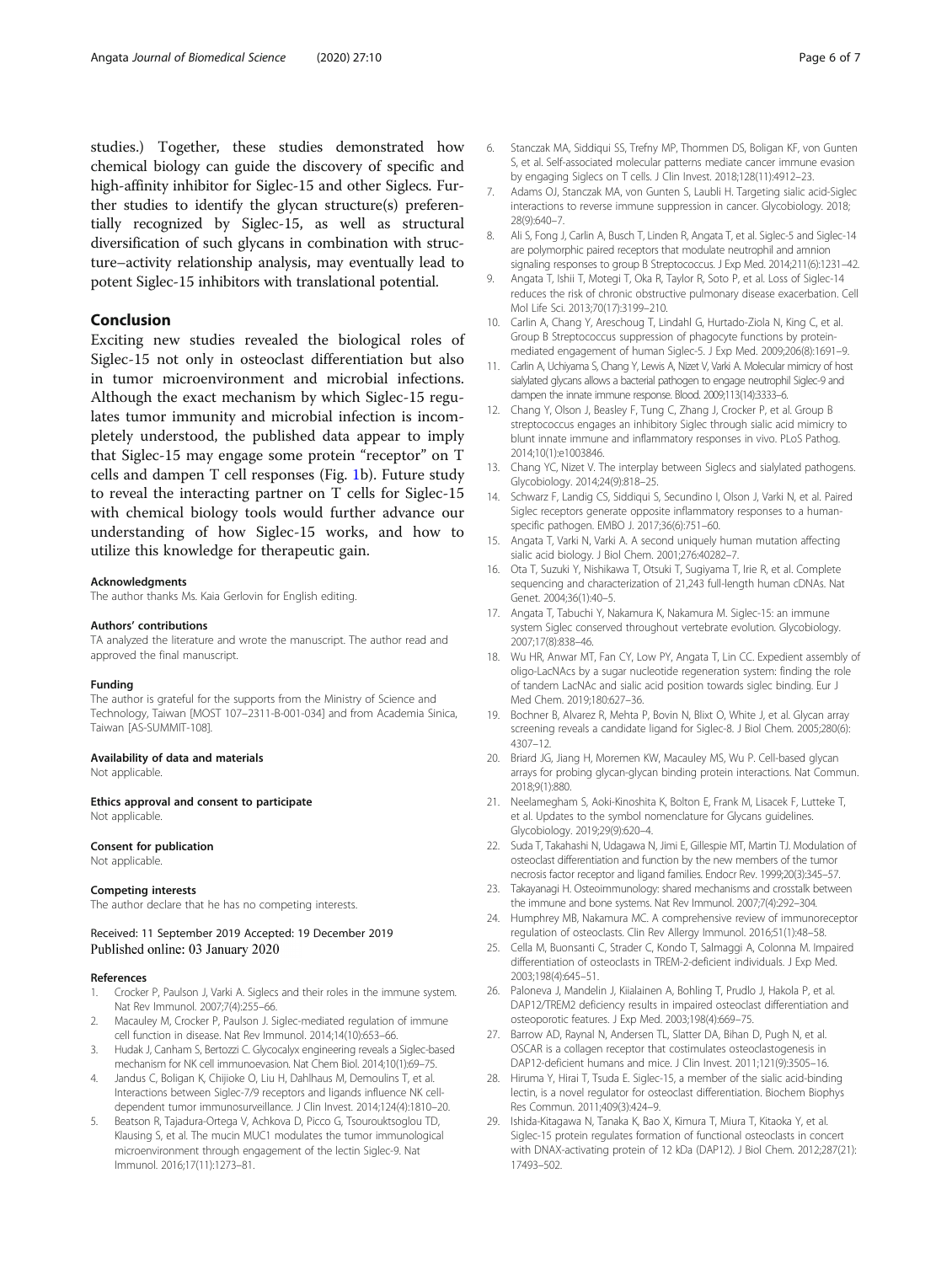studies.) Together, these studies demonstrated how chemical biology can guide the discovery of specific and high-affinity inhibitor for Siglec-15 and other Siglecs. Further studies to identify the glycan structure(s) preferentially recognized by Siglec-15, as well as structural diversification of such glycans in combination with structure–activity relationship analysis, may eventually lead to potent Siglec-15 inhibitors with translational potential.

## Conclusion

Exciting new studies revealed the biological roles of Siglec-15 not only in osteoclast differentiation but also in tumor microenvironment and microbial infections. Although the exact mechanism by which Siglec-15 regulates tumor immunity and microbial infection is incompletely understood, the published data appear to imply that Siglec-15 may engage some protein "receptor" on T cells and dampen T cell responses (Fig. 1b). Future study to reveal the interacting partner on T cells for Siglec-15 with chemical biology tools would further advance our understanding of how Siglec-15 works, and how to utilize this knowledge for therapeutic gain.

#### Acknowledgments

The author thanks Ms. Kaia Gerlovin for English editing.

#### Authors' contributions

TA analyzed the literature and wrote the manuscript. The author read and approved the final manuscript.

#### Funding

The author is grateful for the supports from the Ministry of Science and Technology, Taiwan [MOST 107–2311-B-001-034] and from Academia Sinica, Taiwan [AS-SUMMIT-108].

#### Availability of data and materials

Not applicable.

#### Ethics approval and consent to participate

Not applicable.

#### Consent for publication

Not applicable.

#### Competing interests

The author declare that he has no competing interests.

Received: 11 September 2019 Accepted: 19 December 2019
Published online: 03 January 2020

#### References

1. Crocker P, Paulson J, Varki A. Siglecs and their roles in the immune system. Nat Rev Immunol. 2007;7(4):255–66.
2. Macauley M, Crocker P, Paulson J. Siglec-mediated regulation of immune cell function in disease. Nat Rev Immunol. 2014;14(10):653–66.
3. Hudak J, Canham S, Bertozzi C. Glycocalyx engineering reveals a Siglec-based mechanism for NK cell immunoevasion. Nat Chem Biol. 2014;10(1):69–75.
4. Jandus C, Boligan K, Chijioke O, Liu H, Dahlhaus M, Demoulins T, et al. Interactions between Siglec-7/9 receptors and ligands influence NK cell-dependent tumor immunosurveillance. J Clin Invest. 2014;124(4):1810–20.
5. Beatson R, Tajadura-Ortega V, Achkova D, Picco G, Tsourouktsoglou TD, Klausing S, et al. The mucin MUC1 modulates the tumor immunological microenvironment through engagement of the lectin Siglec-9. Nat Immunol. 2016;17(11):1273–81.
6. Stanczak MA, Siddiqui SS, Trefny MP, Thommen DS, Boligan KF, von Gunten S, et al. Self-associated molecular patterns mediate cancer immune evasion by engaging Siglecs on T cells. J Clin Invest. 2018;128(11):4912–23.
7. Adams OJ, Stanczak MA, von Gunten S, Laubli H. Targeting sialic acid-Siglec interactions to reverse immune suppression in cancer. Glycobiology. 2018; 28(9):640–7.
8. Ali S, Fong J, Carlin A, Busch T, Linden R, Angata T, et al. Siglec-5 and Siglec-14 are polymorphic paired receptors that modulate neutrophil and amnion signaling responses to group B Streptococcus. J Exp Med. 2014;211(6):1231–42.
9. Angata T, Ishii T, Motegi T, Oka R, Taylor R, Soto P, et al. Loss of Siglec-14 reduces the risk of chronic obstructive pulmonary disease exacerbation. Cell Mol Life Sci. 2013;70(17):3199–210.
10. Carlin A, Chang Y, Areschoug T, Lindahl G, Hurtado-Ziola N, King C, et al. Group B Streptococcus suppression of phagocyte functions by protein-mediated engagement of human Siglec-5. J Exp Med. 2009;206(8):1691–9.
11. Carlin A, Uchiyama S, Chang Y, Lewis A, Nizet V, Varki A. Molecular mimicry of host sialylated glycans allows a bacterial pathogen to engage neutrophil Siglec-9 and dampen the innate immune response. Blood. 2009;113(14):3333–6.
12. Chang Y, Olson J, Beasley F, Tung C, Zhang J, Crocker P, et al. Group B streptococcus engages an inhibitory Siglec through sialic acid mimicry to blunt innate immune and inflammatory responses in vivo. PLoS Pathog. 2014;10(1):e1003846.
13. Chang YC, Nizet V. The interplay between Siglecs and sialylated pathogens. Glycobiology. 2014;24(9):818–25.
14. Schwarz F, Landig CS, Siddiqui S, Secundino I, Olson J, Varki N, et al. Paired Siglec receptors generate opposite inflammatory responses to a human-specific pathogen. EMBO J. 2017;36(6):751–60.
15. Angata T, Varki N, Varki A. A second uniquely human mutation affecting sialic acid biology. J Biol Chem. 2001;276:40282–7.
16. Ota T, Suzuki Y, Nishikawa T, Otsuki T, Sugiyama T, Irie R, et al. Complete sequencing and characterization of 21,243 full-length human cDNAs. Nat Genet. 2004;36(1):40–5.
17. Angata T, Tabuchi Y, Nakamura K, Nakamura M. Siglec-15: an immune system Siglec conserved throughout vertebrate evolution. Glycobiology. 2007;17(8):838–46.
18. Wu HR, Anwar MT, Fan CY, Low PY, Angata T, Lin CC. Expedient assembly of oligo-LacNAcs by a sugar nucleotide regeneration system: finding the role of tandem LacNAc and sialic acid position towards siglec binding. Eur J Med Chem. 2019;180:627–36.
19. Bochner B, Alvarez R, Mehta P, Bovin N, Blixt O, White J, et al. Glycan array screening reveals a candidate ligand for Siglec-8. J Biol Chem. 2005;280(6): 4307–12.
20. Briard JG, Jiang H, Moremen KW, Macauley MS, Wu P. Cell-based glycan arrays for probing glycan-glycan binding protein interactions. Nat Commun. 2018;9(1):880.
21. Neelamegham S, Aoki-Kinoshita K, Bolton E, Frank M, Lisacek F, Lutteke T, et al. Updates to the symbol nomenclature for Glycans guidelines. Glycobiology. 2019;29(9):620–4.
22. Suda T, Takahashi N, Udagawa N, Jimi E, Gillespie MT, Martin TJ. Modulation of osteoclast differentiation and function by the new members of the tumor necrosis factor receptor and ligand families. Endocr Rev. 1999;20(3):345–57.
23. Takayanagi H. Osteoimmunology: shared mechanisms and crosstalk between the immune and bone systems. Nat Rev Immunol. 2007;7(4):292–304.
24. Humphrey MB, Nakamura MC. A comprehensive review of immunoreceptor regulation of osteoclasts. Clin Rev Allergy Immunol. 2016;51(1):48–58.
25. Cella M, Buonsanti C, Strader C, Kondo T, Salmaggi A, Colonna M. Impaired differentiation of osteoclasts in TREM-2-deficient individuals. J Exp Med. 2003;198(4):645–51.
26. Paloneva J, Mandelin J, Kiialainen A, Bohling T, Prudlo J, Hakola P, et al. DAP12/TREM2 deficiency results in impaired osteoclast differentiation and osteoporotic features. J Exp Med. 2003;198(4):669–75.
27. Barrow AD, Raynal N, Andersen TL, Slatter DA, Bihan D, Pugh N, et al. OSCAR is a collagen receptor that costimulates osteoclastogenesis in DAP12-deficient humans and mice. J Clin Invest. 2011;121(9):3505–16.
28. Hiruma Y, Hirai T, Tsuda E. Siglec-15, a member of the sialic acid-binding lectin, is a novel regulator for osteoclast differentiation. Biochem Biophys Res Commun. 2011;409(3):424–9.
29. Ishida-Kitagawa N, Tanaka K, Bao X, Kimura T, Miura T, Kitaoka Y, et al. Siglec-15 protein regulates formation of functional osteoclasts in concert with DNAX-activating protein of 12 kDa (DAP12). J Biol Chem. 2012;287(21): 17493–502.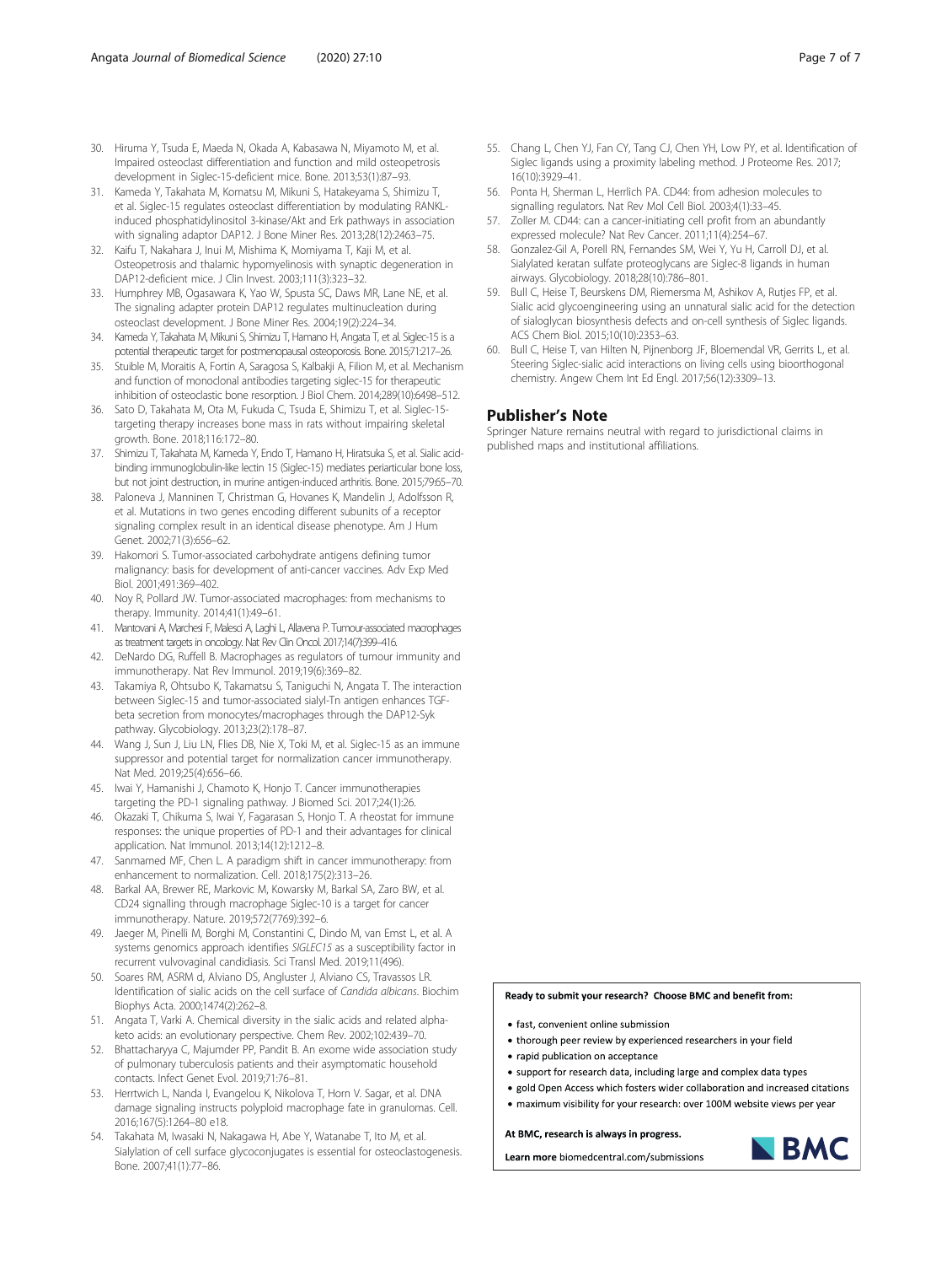30. Hiruma Y, Tsuda E, Maeda N, Okada A, Kabasawa N, Miyamoto M, et al. Impaired osteoclast differentiation and function and mild osteopetrosis development in Siglec-15-deficient mice. Bone. 2013;53(1):87–93.
31. Kameda Y, Takahata M, Komatsu M, Mikuni S, Hatakeyama S, Shimizu T, et al. Siglec-15 regulates osteoclast differentiation by modulating RANKL-induced phosphatidylinositol 3-kinase/Akt and Erk pathways in association with signaling adaptor DAP12. J Bone Miner Res. 2013;28(12):2463–75.
32. Kaifu T, Nakahara J, Inui M, Mishima K, Momiyama T, Kaji M, et al. Osteopetrosis and thalamic hypomyelinosis with synaptic degeneration in DAP12-deficient mice. J Clin Invest. 2003;111(3):323–32.
33. Humphrey MB, Ogasawara K, Yao W, Spusta SC, Daws MR, Lane NE, et al. The signaling adapter protein DAP12 regulates multinucleation during osteoclast development. J Bone Miner Res. 2004;19(2):224–34.
34. Kameda Y, Takahata M, Mikuni S, Shimizu T, Hamano H, Angata T, et al. Siglec-15 is a potential therapeutic target for postmenopausal osteoporosis. Bone. 2015;71:217–26.
35. Stuible M, Moraitis A, Fortin A, Saragosa S, Kalbakji A, Filion M, et al. Mechanism and function of monoclonal antibodies targeting siglec-15 for therapeutic inhibition of osteoclastic bone resorption. J Biol Chem. 2014;289(10):6498–512.
36. Sato D, Takahata M, Ota M, Fukuda C, Tsuda E, Shimizu T, et al. Siglec-15-targeting therapy increases bone mass in rats without impairing skeletal growth. Bone. 2018;116:172–80.
37. Shimizu T, Takahata M, Kameda Y, Endo T, Hamano H, Hiratsuka S, et al. Sialic acid-binding immunoglobulin-like lectin 15 (Siglec-15) mediates periarticular bone loss, but not joint destruction, in murine antigen-induced arthritis. Bone. 2015;79:65–70.
38. Paloneva J, Manninen T, Christman G, Hovanes K, Mandelin J, Adolfsson R, et al. Mutations in two genes encoding different subunits of a receptor signaling complex result in an identical disease phenotype. Am J Hum Genet. 2002;71(3):656–62.
39. Hakomori S. Tumor-associated carbohydrate antigens defining tumor malignancy: basis for development of anti-cancer vaccines. Adv Exp Med Biol. 2001;491:369–402.
40. Noy R, Pollard JW. Tumor-associated macrophages: from mechanisms to therapy. Immunity. 2014;41(1):49–61.
41. Mantovani A, Marchesi F, Malesci A, Laghi L, Allavena P. Tumour-associated macrophages as treatment targets in oncology. Nat Rev Clin Oncol. 2017;14(7):399–416.
42. DeNardo DG, Ruffell B. Macrophages as regulators of tumour immunity and immunotherapy. Nat Rev Immunol. 2019;19(6):369–82.
43. Takamiya R, Ohtsubo K, Takamatsu S, Taniguchi N, Angata T. The interaction between Siglec-15 and tumor-associated sialyl-Tn antigen enhances TGF-beta secretion from monocytes/macrophages through the DAP12-Syk pathway. Glycobiology. 2013;23(2):178–87.
44. Wang J, Sun J, Liu LN, Flies DB, Nie X, Toki M, et al. Siglec-15 as an immune suppressor and potential target for normalization cancer immunotherapy. Nat Med. 2019;25(4):656–66.
45. Iwai Y, Hamanishi J, Chamoto K, Honjo T. Cancer immunotherapies targeting the PD-1 signaling pathway. J Biomed Sci. 2017;24(1):26.
46. Okazaki T, Chikuma S, Iwai Y, Fagarasan S, Honjo T. A rheostat for immune responses: the unique properties of PD-1 and their advantages for clinical application. Nat Immunol. 2013;14(12):1212–8.
47. Sanmamed MF, Chen L. A paradigm shift in cancer immunotherapy: from enhancement to normalization. Cell. 2018;175(2):313–26.
48. Barkal AA, Brewer RE, Markovic M, Kowarsky M, Barkal SA, Zaro BW, et al. CD24 signalling through macrophage Siglec-10 is a target for cancer immunotherapy. Nature. 2019;572(7769):392–6.
49. Jaeger M, Pinelli M, Borghi M, Constantini C, Dindo M, van Emst L, et al. A systems genomics approach identifies *SIGLEC15* as a susceptibility factor in recurrent vulvovaginal candidiasis. Sci Transl Med. 2019;11(496).
50. Soares RM, ASRM d, Alviano DS, Angluster J, Alviano CS, Travassos LR. Identification of sialic acids on the cell surface of *Candida albicans*. Biochim Biophys Acta. 2000;1474(2):262–8.
51. Angata T, Varki A. Chemical diversity in the sialic acids and related alpha-keto acids: an evolutionary perspective. Chem Rev. 2002;102:439–70.
52. Bhattacharyya C, Majumder PP, Pandit B. An exome wide association study of pulmonary tuberculosis patients and their asymptomatic household contacts. Infect Genet Evol. 2019;71:76–81.
53. Herrtwich L, Nanda I, Evangelou K, Nikolova T, Horn V, Sagar, et al. DNA damage signaling instructs polyploid macrophage fate in granulomas. Cell. 2016;167(5):1264–80 e18.
54. Takahata M, Iwasaki N, Nakagawa H, Abe Y, Watanabe T, Ito M, et al. Sialylation of cell surface glycoconjugates is essential for osteoclastogenesis. Bone. 2007;41(1):77–86.
55. Chang L, Chen YJ, Fan CY, Tang CJ, Chen YH, Low PY, et al. Identification of Siglec ligands using a proximity labeling method. J Proteome Res. 2017;16(10):3929–41.
56. Ponta H, Sherman L, Herrlich PA. CD44: from adhesion molecules to signalling regulators. Nat Rev Mol Cell Biol. 2003;4(1):33–45.
57. Zoller M. CD44: can a cancer-initiating cell profit from an abundantly expressed molecule? Nat Rev Cancer. 2011;11(4):254–67.
58. Gonzalez-Gil A, Porell RN, Fernandes SM, Wei Y, Yu H, Carroll DJ, et al. Sialylated keratan sulfate proteoglycans are Siglec-8 ligands in human airways. Glycobiology. 2018;28(10):786–801.
59. Bull C, Heise T, Beurskens DM, Riemersma M, Ashikov A, Rutjes FP, et al. Sialic acid glycoengineering using an unnatural sialic acid for the detection of sialoglycan biosynthesis defects and on-cell synthesis of Siglec ligands. ACS Chem Biol. 2015;10(10):2353–63.
60. Bull C, Heise T, van Hilten N, Pijnenborg JF, Bloemendal VR, Gerrits L, et al. Steering Siglec-sialic acid interactions on living cells using bioorthogonal chemistry. Angew Chem Int Ed Engl. 2017;56(12):3309–13.

## Publisher's Note

Springer Nature remains neutral with regard to jurisdictional claims in published maps and institutional affiliations.

**Ready to submit your research? Choose BMC and benefit from:**

- fast, convenient online submission
- thorough peer review by experienced researchers in your field
- rapid publication on acceptance
- support for research data, including large and complex data types
- gold Open Access which fosters wider collaboration and increased citations
- maximum visibility for your research: over 100M website views per year

**At BMC, research is always in progress.**

**Learn more** biomedcentral.com/submissions

BMC